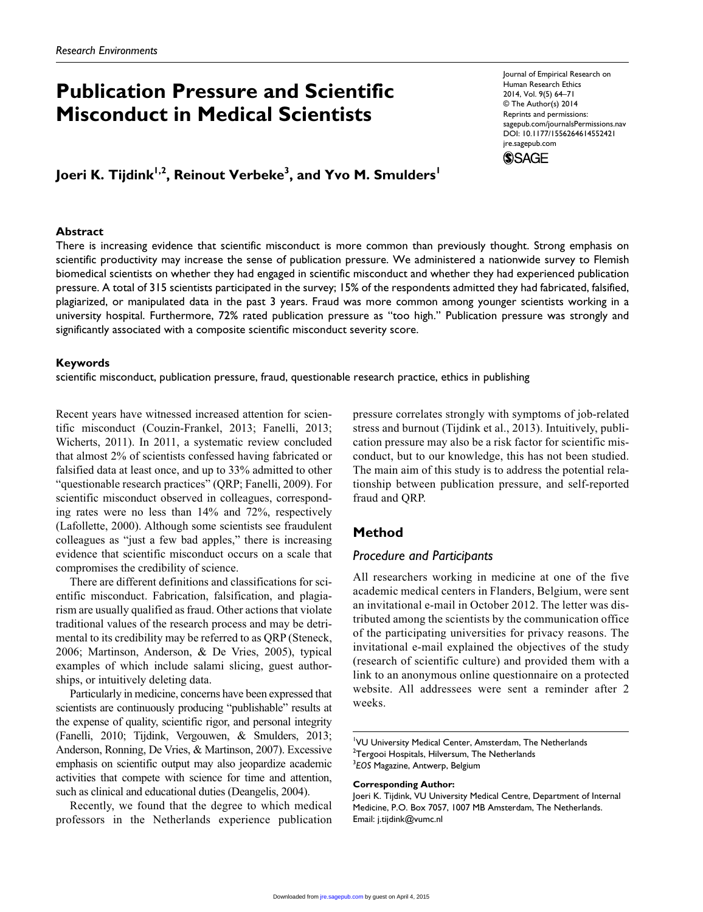Research Environments

# Publication Pressure and Scientific Misconduct in Medical Scientists

Journal of Empirical Research on Human Research Ethics
2014, Vol. 9(5) 64–71
© The Author(s) 2014
Reprints and permissions: sagepub.com/journalsPermissions.nav
DOI: 10.1177/1556264614552421
jre.sagepub.com

**Joeri K. Tijdink[1,2], Reinout Verbeke[3], and Yvo M. Smulders[1]**

## Abstract

There is increasing evidence that scientific misconduct is more common than previously thought. Strong emphasis on scientific productivity may increase the sense of publication pressure. We administered a nationwide survey to Flemish biomedical scientists on whether they had engaged in scientific misconduct and whether they had experienced publication pressure. A total of 315 scientists participated in the survey; 15% of the respondents admitted they had fabricated, falsified, plagiarized, or manipulated data in the past 3 years. Fraud was more common among younger scientists working in a university hospital. Furthermore, 72% rated publication pressure as "too high." Publication pressure was strongly and significantly associated with a composite scientific misconduct severity score.

### Keywords

scientific misconduct, publication pressure, fraud, questionable research practice, ethics in publishing

Recent years have witnessed increased attention for scientific misconduct (Couzin-Frankel, 2013; Fanelli, 2013; Wicherts, 2011). In 2011, a systematic review concluded that almost 2% of scientists confessed having fabricated or falsified data at least once, and up to 33% admitted to other "questionable research practices" (QRP; Fanelli, 2009). For scientific misconduct observed in colleagues, corresponding rates were no less than 14% and 72%, respectively (Lafollette, 2000). Although some scientists see fraudulent colleagues as "just a few bad apples," there is increasing evidence that scientific misconduct occurs on a scale that compromises the credibility of science.

There are different definitions and classifications for scientific misconduct. Fabrication, falsification, and plagiarism are usually qualified as fraud. Other actions that violate traditional values of the research process and may be detrimental to its credibility may be referred to as QRP (Steneck, 2006; Martinson, Anderson, & De Vries, 2005), typical examples of which include salami slicing, guest authorships, or intuitively deleting data.

Particularly in medicine, concerns have been expressed that scientists are continuously producing "publishable" results at the expense of quality, scientific rigor, and personal integrity (Fanelli, 2010; Tijdink, Vergouwen, & Smulders, 2013; Anderson, Ronning, De Vries, & Martinson, 2007). Excessive emphasis on scientific output may also jeopardize academic activities that compete with science for time and attention, such as clinical and educational duties (Deangelis, 2004).

Recently, we found that the degree to which medical professors in the Netherlands experience publication pressure correlates strongly with symptoms of job-related stress and burnout (Tijdink et al., 2013). Intuitively, publication pressure may also be a risk factor for scientific misconduct, but to our knowledge, this has not been studied. The main aim of this study is to address the potential relationship between publication pressure, and self-reported fraud and QRP.

## Method

### Procedure and Participants

All researchers working in medicine at one of the five academic medical centers in Flanders, Belgium, were sent an invitational e-mail in October 2012. The letter was distributed among the scientists by the communication office of the participating universities for privacy reasons. The invitational e-mail explained the objectives of the study (research of scientific culture) and provided them with a link to an anonymous online questionnaire on a protected website. All addressees were sent a reminder after 2 weeks.

[1]VU University Medical Center, Amsterdam, The Netherlands
[2]Tergooi Hospitals, Hilversum, The Netherlands
[3]*EOS* Magazine, Antwerp, Belgium

**Corresponding Author:**
Joeri K. Tijdink, VU University Medical Centre, Department of Internal Medicine, P.O. Box 7057, 1007 MB Amsterdam, The Netherlands.
Email: j.tijdink@vumc.nl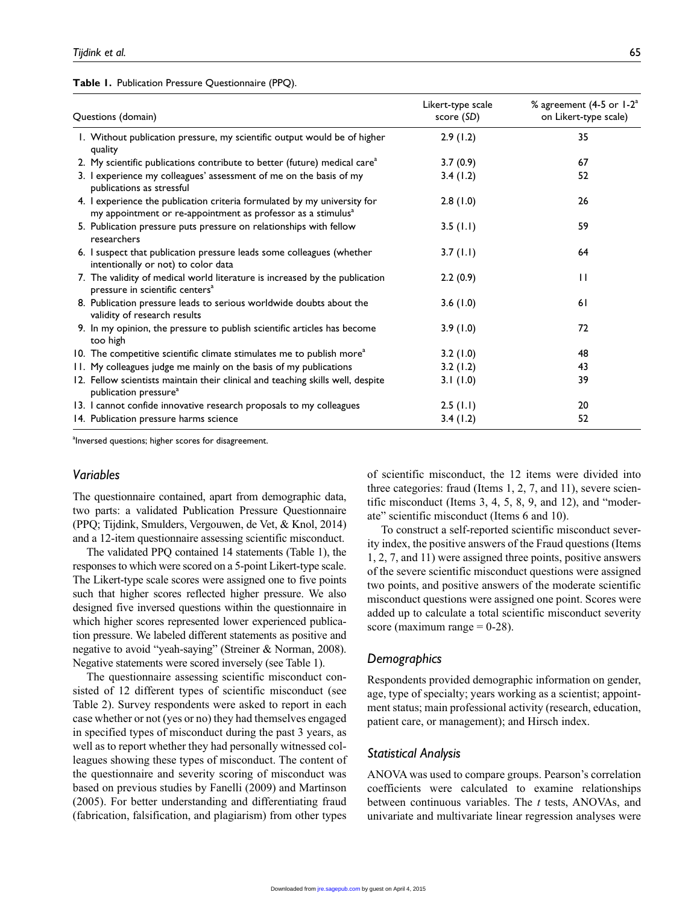**Table 1.** Publication Pressure Questionnaire (PPQ).

| Questions (domain) | Likert-type scale score (*SD*) | % agreement (4-5 or 1-2[a] on Likert-type scale) |
|---|---|---|
| 1. Without publication pressure, my scientific output would be of higher quality | 2.9 (1.2) | 35 |
| 2. My scientific publications contribute to better (future) medical care[a] | 3.7 (0.9) | 67 |
| 3. I experience my colleagues' assessment of me on the basis of my publications as stressful | 3.4 (1.2) | 52 |
| 4. I experience the publication criteria formulated by my university for my appointment or re-appointment as professor as a stimulus[a] | 2.8 (1.0) | 26 |
| 5. Publication pressure puts pressure on relationships with fellow researchers | 3.5 (1.1) | 59 |
| 6. I suspect that publication pressure leads some colleagues (whether intentionally or not) to color data | 3.7 (1.1) | 64 |
| 7. The validity of medical world literature is increased by the publication pressure in scientific centers[a] | 2.2 (0.9) | 11 |
| 8. Publication pressure leads to serious worldwide doubts about the validity of research results | 3.6 (1.0) | 61 |
| 9. In my opinion, the pressure to publish scientific articles has become too high | 3.9 (1.0) | 72 |
| 10. The competitive scientific climate stimulates me to publish more[a] | 3.2 (1.0) | 48 |
| 11. My colleagues judge me mainly on the basis of my publications | 3.2 (1.2) | 43 |
| 12. Fellow scientists maintain their clinical and teaching skills well, despite publication pressure[a] | 3.1 (1.0) | 39 |
| 13. I cannot confide innovative research proposals to my colleagues | 2.5 (1.1) | 20 |
| 14. Publication pressure harms science | 3.4 (1.2) | 52 |

[a]Inversed questions; higher scores for disagreement.

## Variables

The questionnaire contained, apart from demographic data, two parts: a validated Publication Pressure Questionnaire (PPQ; Tijdink, Smulders, Vergouwen, de Vet, & Knol, 2014) and a 12-item questionnaire assessing scientific misconduct.

The validated PPQ contained 14 statements (Table 1), the responses to which were scored on a 5-point Likert-type scale. The Likert-type scale scores were assigned one to five points such that higher scores reflected higher pressure. We also designed five inversed questions within the questionnaire in which higher scores represented lower experienced publication pressure. We labeled different statements as positive and negative to avoid "yeah-saying" (Streiner & Norman, 2008). Negative statements were scored inversely (see Table 1).

The questionnaire assessing scientific misconduct consisted of 12 different types of scientific misconduct (see Table 2). Survey respondents were asked to report in each case whether or not (yes or no) they had themselves engaged in specified types of misconduct during the past 3 years, as well as to report whether they had personally witnessed colleagues showing these types of misconduct. The content of the questionnaire and severity scoring of misconduct was based on previous studies by Fanelli (2009) and Martinson (2005). For better understanding and differentiating fraud (fabrication, falsification, and plagiarism) from other types of scientific misconduct, the 12 items were divided into three categories: fraud (Items 1, 2, 7, and 11), severe scientific misconduct (Items 3, 4, 5, 8, 9, and 12), and "moderate" scientific misconduct (Items 6 and 10).

To construct a self-reported scientific misconduct severity index, the positive answers of the Fraud questions (Items 1, 2, 7, and 11) were assigned three points, positive answers of the severe scientific misconduct questions were assigned two points, and positive answers of the moderate scientific misconduct questions were assigned one point. Scores were added up to calculate a total scientific misconduct severity score (maximum range = 0-28).

## Demographics

Respondents provided demographic information on gender, age, type of specialty; years working as a scientist; appointment status; main professional activity (research, education, patient care, or management); and Hirsch index.

## Statistical Analysis

ANOVA was used to compare groups. Pearson's correlation coefficients were calculated to examine relationships between continuous variables. The *t* tests, ANOVAs, and univariate and multivariate linear regression analyses were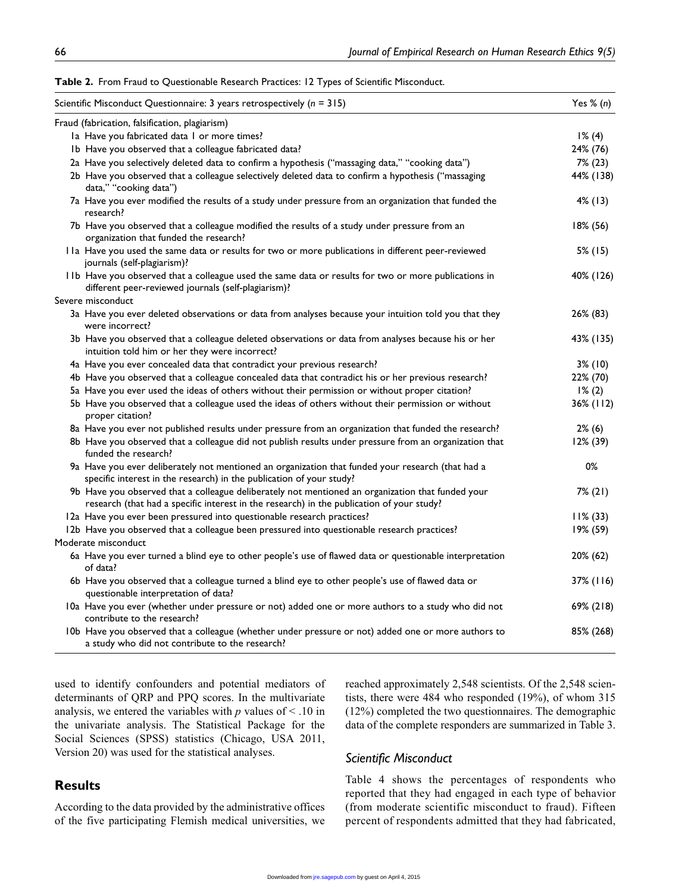**Table 2.** From Fraud to Questionable Research Practices: 12 Types of Scientific Misconduct.

| Scientific Misconduct Questionnaire: 3 years retrospectively ($n$ = 315) | Yes % ($n$) |
|---|---|
| Fraud (fabrication, falsification, plagiarism) | |
| 1a Have you fabricated data 1 or more times? | 1% (4) |
| 1b Have you observed that a colleague fabricated data? | 24% (76) |
| 2a Have you selectively deleted data to confirm a hypothesis ("massaging data," "cooking data") | 7% (23) |
| 2b Have you observed that a colleague selectively deleted data to confirm a hypothesis ("massaging data," "cooking data") | 44% (138) |
| 7a Have you ever modified the results of a study under pressure from an organization that funded the research? | 4% (13) |
| 7b Have you observed that a colleague modified the results of a study under pressure from an organization that funded the research? | 18% (56) |
| 11a Have you used the same data or results for two or more publications in different peer-reviewed journals (self-plagiarism)? | 5% (15) |
| 11b Have you observed that a colleague used the same data or results for two or more publications in different peer-reviewed journals (self-plagiarism)? | 40% (126) |
| Severe misconduct | |
| 3a Have you ever deleted observations or data from analyses because your intuition told you that they were incorrect? | 26% (83) |
| 3b Have you observed that a colleague deleted observations or data from analyses because his or her intuition told him or her they were incorrect? | 43% (135) |
| 4a Have you ever concealed data that contradict your previous research? | 3% (10) |
| 4b Have you observed that a colleague concealed data that contradict his or her previous research? | 22% (70) |
| 5a Have you ever used the ideas of others without their permission or without proper citation? | 1% (2) |
| 5b Have you observed that a colleague used the ideas of others without their permission or without proper citation? | 36% (112) |
| 8a Have you ever not published results under pressure from an organization that funded the research? | 2% (6) |
| 8b Have you observed that a colleague did not publish results under pressure from an organization that funded the research? | 12% (39) |
| 9a Have you ever deliberately not mentioned an organization that funded your research (that had a specific interest in the research) in the publication of your study? | 0% |
| 9b Have you observed that a colleague deliberately not mentioned an organization that funded your research (that had a specific interest in the research) in the publication of your study? | 7% (21) |
| 12a Have you ever been pressured into questionable research practices? | 11% (33) |
| 12b Have you observed that a colleague been pressured into questionable research practices? | 19% (59) |
| Moderate misconduct | |
| 6a Have you ever turned a blind eye to other people's use of flawed data or questionable interpretation of data? | 20% (62) |
| 6b Have you observed that a colleague turned a blind eye to other people's use of flawed data or questionable interpretation of data? | 37% (116) |
| 10a Have you ever (whether under pressure or not) added one or more authors to a study who did not contribute to the research? | 69% (218) |
| 10b Have you observed that a colleague (whether under pressure or not) added one or more authors to a study who did not contribute to the research? | 85% (268) |

used to identify confounders and potential mediators of determinants of QRP and PPQ scores. In the multivariate analysis, we entered the variables with $p$ values of $< .10$ in the univariate analysis. The Statistical Package for the Social Sciences (SPSS) statistics (Chicago, USA 2011, Version 20) was used for the statistical analyses.

## Results

According to the data provided by the administrative offices of the five participating Flemish medical universities, we reached approximately 2,548 scientists. Of the 2,548 scientists, there were 484 who responded (19%), of whom 315 (12%) completed the two questionnaires. The demographic data of the complete responders are summarized in Table 3.

### *Scientific Misconduct*

Table 4 shows the percentages of respondents who reported that they had engaged in each type of behavior (from moderate scientific misconduct to fraud). Fifteen percent of respondents admitted that they had fabricated,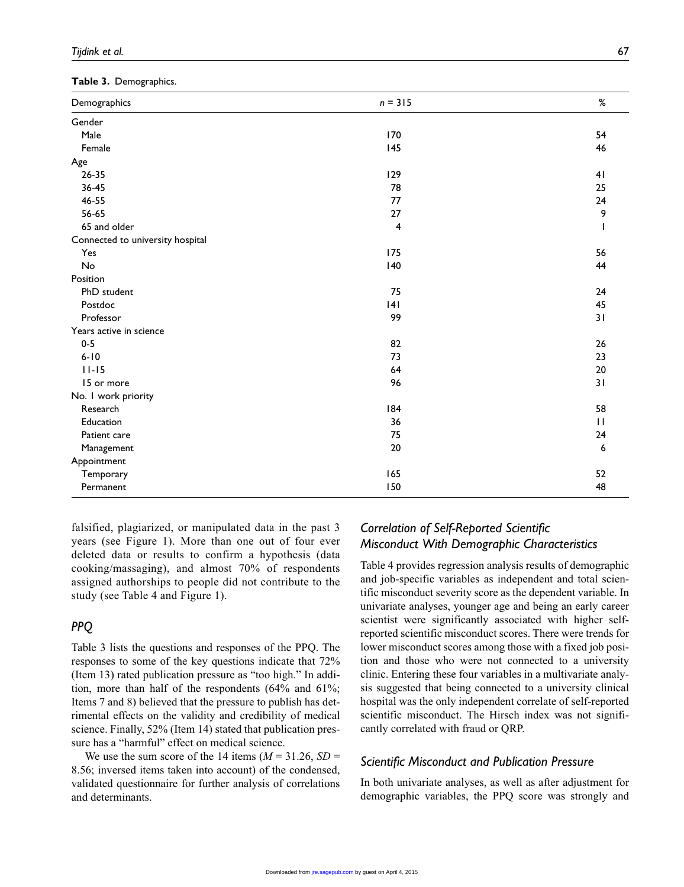**Table 3.** Demographics.

| Demographics | $n$ = 315 | % |
|---|---|---|
| Gender | | |
| Male | 170 | 54 |
| Female | 145 | 46 |
| Age | | |
| 26-35 | 129 | 41 |
| 36-45 | 78 | 25 |
| 46-55 | 77 | 24 |
| 56-65 | 27 | 9 |
| 65 and older | 4 | 1 |
| Connected to university hospital | | |
| Yes | 175 | 56 |
| No | 140 | 44 |
| Position | | |
| PhD student | 75 | 24 |
| Postdoc | 141 | 45 |
| Professor | 99 | 31 |
| Years active in science | | |
| 0-5 | 82 | 26 |
| 6-10 | 73 | 23 |
| 11-15 | 64 | 20 |
| 15 or more | 96 | 31 |
| No. 1 work priority | | |
| Research | 184 | 58 |
| Education | 36 | 11 |
| Patient care | 75 | 24 |
| Management | 20 | 6 |
| Appointment | | |
| Temporary | 165 | 52 |
| Permanent | 150 | 48 |

falsified, plagiarized, or manipulated data in the past 3 years (see Figure 1). More than one out of four ever deleted data or results to confirm a hypothesis (data cooking/massaging), and almost 70% of respondents assigned authorships to people did not contribute to the study (see Table 4 and Figure 1).

### PPQ

Table 3 lists the questions and responses of the PPQ. The responses to some of the key questions indicate that 72% (Item 13) rated publication pressure as "too high." In addition, more than half of the respondents (64% and 61%; Items 7 and 8) believed that the pressure to publish has detrimental effects on the validity and credibility of medical science. Finally, 52% (Item 14) stated that publication pressure has a "harmful" effect on medical science.

We use the sum score of the 14 items ($M$ = 31.26, $SD$ = 8.56; inversed items taken into account) of the condensed, validated questionnaire for further analysis of correlations and determinants.

### Correlation of Self-Reported Scientific Misconduct With Demographic Characteristics

Table 4 provides regression analysis results of demographic and job-specific variables as independent and total scientific misconduct severity score as the dependent variable. In univariate analyses, younger age and being an early career scientist were significantly associated with higher self-reported scientific misconduct scores. There were trends for lower misconduct scores among those with a fixed job position and those who were not connected to a university clinic. Entering these four variables in a multivariate analysis suggested that being connected to a university clinical hospital was the only independent correlate of self-reported scientific misconduct. The Hirsch index was not significantly correlated with fraud or QRP.

### Scientific Misconduct and Publication Pressure

In both univariate analyses, as well as after adjustment for demographic variables, the PPQ score was strongly and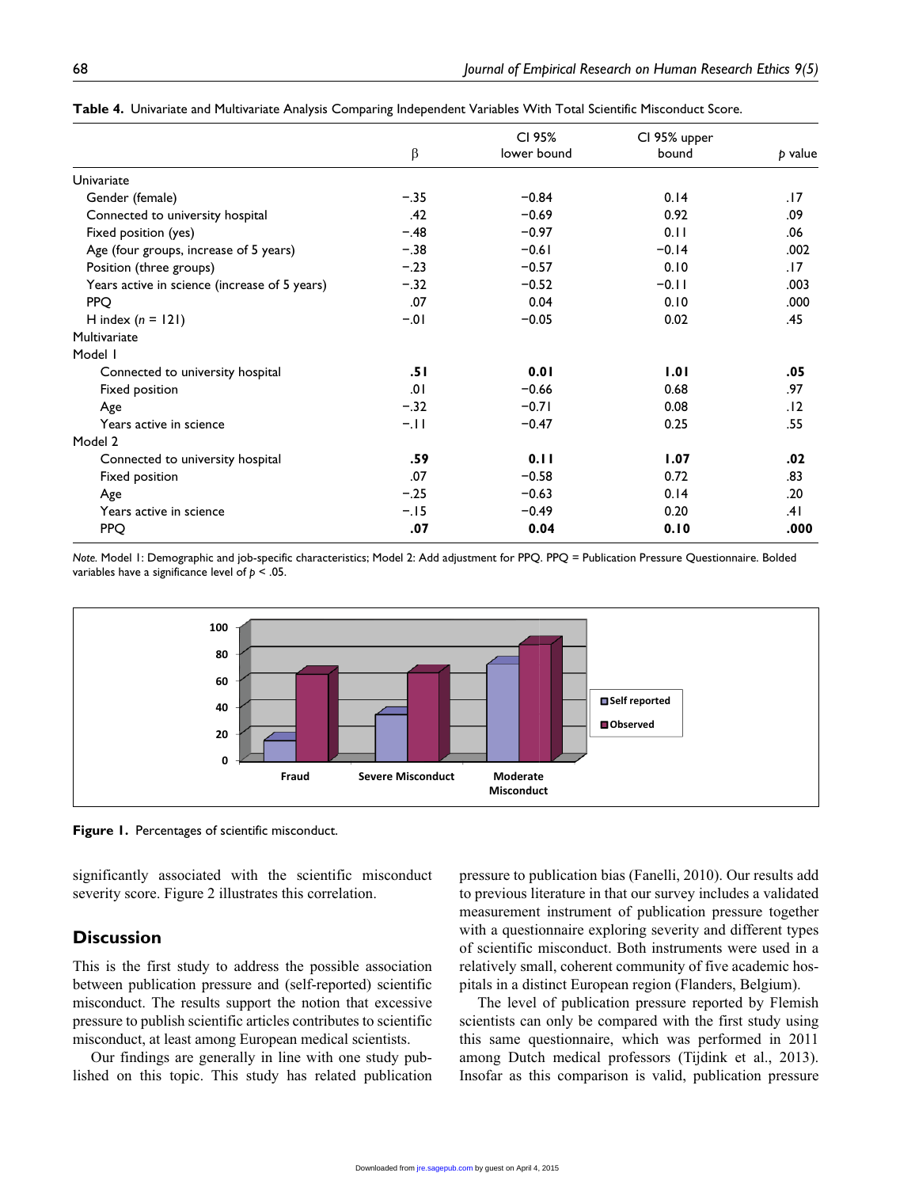**Table 4.** Univariate and Multivariate Analysis Comparing Independent Variables With Total Scientific Misconduct Score.

| | β | CI 95% lower bound | CI 95% upper bound | *p* value |
|---|---|---|---|---|
| Univariate | | | | |
| Gender (female) | −.35 | −0.84 | 0.14 | .17 |
| Connected to university hospital | .42 | −0.69 | 0.92 | .09 |
| Fixed position (yes) | −.48 | −0.97 | 0.11 | .06 |
| Age (four groups, increase of 5 years) | −.38 | −0.61 | −0.14 | .002 |
| Position (three groups) | −.23 | −0.57 | 0.10 | .17 |
| Years active in science (increase of 5 years) | −.32 | −0.52 | −0.11 | .003 |
| PPQ | .07 | 0.04 | 0.10 | .000 |
| H index ($n$ = 121) | −.01 | −0.05 | 0.02 | .45 |
| Multivariate | | | | |
| Model 1 | | | | |
| Connected to university hospital | **.51** | **0.01** | **1.01** | **.05** |
| Fixed position | .01 | −0.66 | 0.68 | .97 |
| Age | −.32 | −0.71 | 0.08 | .12 |
| Years active in science | −.11 | −0.47 | 0.25 | .55 |
| Model 2 | | | | |
| Connected to university hospital | **.59** | **0.11** | **1.07** | **.02** |
| Fixed position | .07 | −0.58 | 0.72 | .83 |
| Age | −.25 | −0.63 | 0.14 | .20 |
| Years active in science | −.15 | −0.49 | 0.20 | .41 |
| PPQ | **.07** | **0.04** | **0.10** | **.000** |

*Note.* Model 1: Demographic and job-specific characteristics; Model 2: Add adjustment for PPQ. PPQ = Publication Pressure Questionnaire. Bolded variables have a significance level of $p < .05$.

**Figure 1.** Percentages of scientific misconduct.

significantly associated with the scientific misconduct severity score. Figure 2 illustrates this correlation.

## Discussion

This is the first study to address the possible association between publication pressure and (self-reported) scientific misconduct. The results support the notion that excessive pressure to publish scientific articles contributes to scientific misconduct, at least among European medical scientists.

Our findings are generally in line with one study published on this topic. This study has related publication pressure to publication bias (Fanelli, 2010). Our results add to previous literature in that our survey includes a validated measurement instrument of publication pressure together with a questionnaire exploring severity and different types of scientific misconduct. Both instruments were used in a relatively small, coherent community of five academic hospitals in a distinct European region (Flanders, Belgium).

The level of publication pressure reported by Flemish scientists can only be compared with the first study using this same questionnaire, which was performed in 2011 among Dutch medical professors (Tijdink et al., 2013). Insofar as this comparison is valid, publication pressure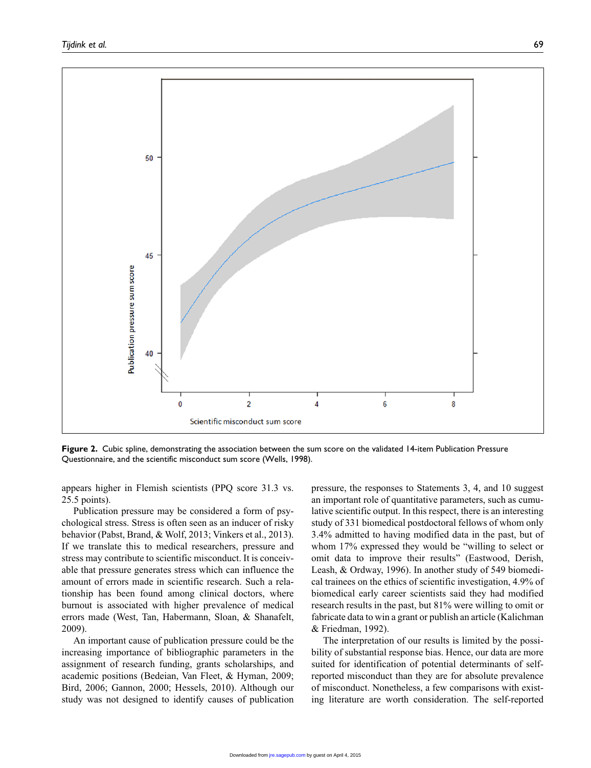**Figure 2.** Cubic spline, demonstrating the association between the sum score on the validated 14-item Publication Pressure Questionnaire, and the scientific misconduct sum score (Wells, 1998).

appears higher in Flemish scientists (PPQ score 31.3 vs. 25.5 points).

Publication pressure may be considered a form of psychological stress. Stress is often seen as an inducer of risky behavior (Pabst, Brand, & Wolf, 2013; Vinkers et al., 2013). If we translate this to medical researchers, pressure and stress may contribute to scientific misconduct. It is conceivable that pressure generates stress which can influence the amount of errors made in scientific research. Such a relationship has been found among clinical doctors, where burnout is associated with higher prevalence of medical errors made (West, Tan, Habermann, Sloan, & Shanafelt, 2009).

An important cause of publication pressure could be the increasing importance of bibliographic parameters in the assignment of research funding, grants scholarships, and academic positions (Bedeian, Van Fleet, & Hyman, 2009; Bird, 2006; Gannon, 2000; Hessels, 2010). Although our study was not designed to identify causes of publication pressure, the responses to Statements 3, 4, and 10 suggest an important role of quantitative parameters, such as cumulative scientific output. In this respect, there is an interesting study of 331 biomedical postdoctoral fellows of whom only 3.4% admitted to having modified data in the past, but of whom 17% expressed they would be "willing to select or omit data to improve their results" (Eastwood, Derish, Leash, & Ordway, 1996). In another study of 549 biomedical trainees on the ethics of scientific investigation, 4.9% of biomedical early career scientists said they had modified research results in the past, but 81% were willing to omit or fabricate data to win a grant or publish an article (Kalichman & Friedman, 1992).

The interpretation of our results is limited by the possibility of substantial response bias. Hence, our data are more suited for identification of potential determinants of self-reported misconduct than they are for absolute prevalence of misconduct. Nonetheless, a few comparisons with existing literature are worth consideration. The self-reported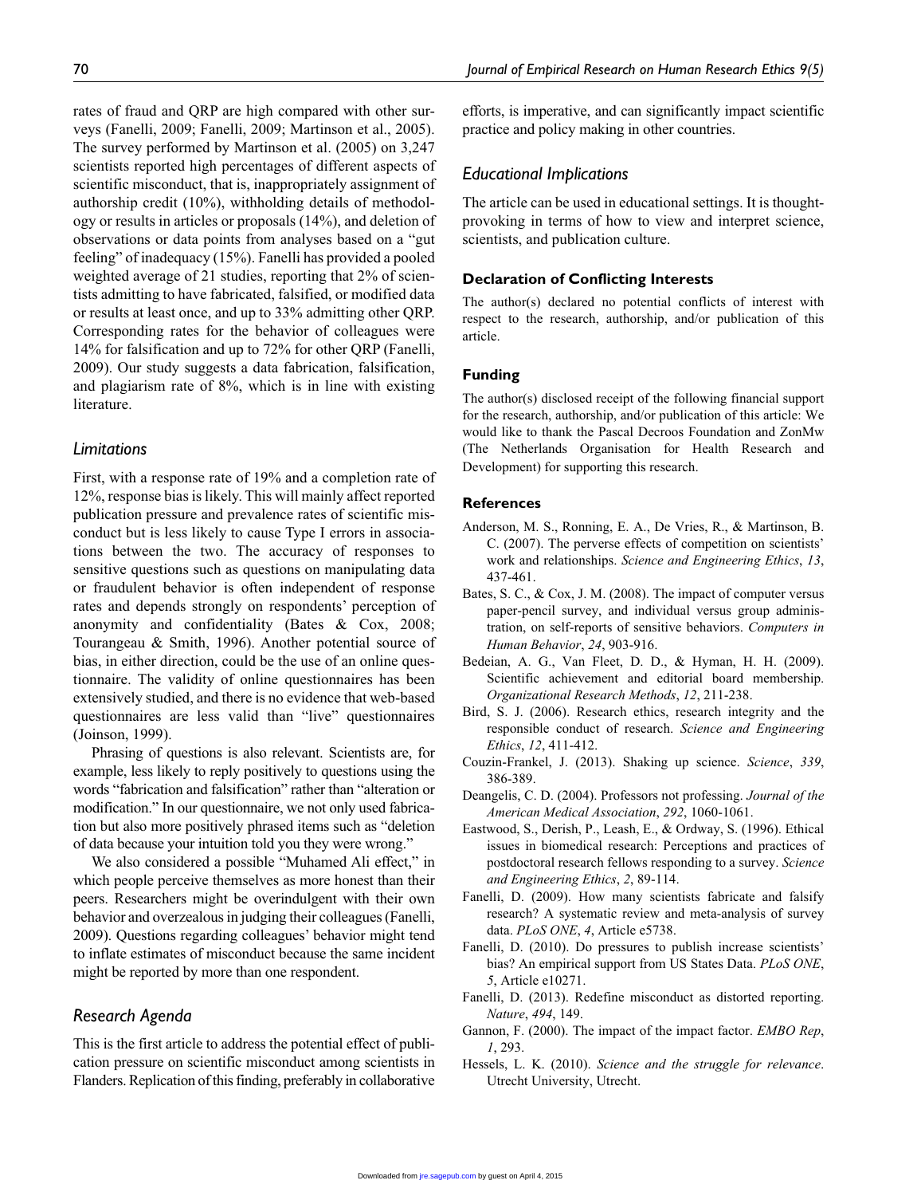rates of fraud and QRP are high compared with other surveys (Fanelli, 2009; Fanelli, 2009; Martinson et al., 2005). The survey performed by Martinson et al. (2005) on 3,247 scientists reported high percentages of different aspects of scientific misconduct, that is, inappropriately assignment of authorship credit (10%), withholding details of methodology or results in articles or proposals (14%), and deletion of observations or data points from analyses based on a "gut feeling" of inadequacy (15%). Fanelli has provided a pooled weighted average of 21 studies, reporting that 2% of scientists admitting to have fabricated, falsified, or modified data or results at least once, and up to 33% admitting other QRP. Corresponding rates for the behavior of colleagues were 14% for falsification and up to 72% for other QRP (Fanelli, 2009). Our study suggests a data fabrication, falsification, and plagiarism rate of 8%, which is in line with existing literature.

## *Limitations*

First, with a response rate of 19% and a completion rate of 12%, response bias is likely. This will mainly affect reported publication pressure and prevalence rates of scientific misconduct but is less likely to cause Type I errors in associations between the two. The accuracy of responses to sensitive questions such as questions on manipulating data or fraudulent behavior is often independent of response rates and depends strongly on respondents' perception of anonymity and confidentiality (Bates & Cox, 2008; Tourangeau & Smith, 1996). Another potential source of bias, in either direction, could be the use of an online questionnaire. The validity of online questionnaires has been extensively studied, and there is no evidence that web-based questionnaires are less valid than "live" questionnaires (Joinson, 1999).

Phrasing of questions is also relevant. Scientists are, for example, less likely to reply positively to questions using the words "fabrication and falsification" rather than "alteration or modification." In our questionnaire, we not only used fabrication but also more positively phrased items such as "deletion of data because your intuition told you they were wrong."

We also considered a possible "Muhamed Ali effect," in which people perceive themselves as more honest than their peers. Researchers might be overindulgent with their own behavior and overzealous in judging their colleagues (Fanelli, 2009). Questions regarding colleagues' behavior might tend to inflate estimates of misconduct because the same incident might be reported by more than one respondent.

## *Research Agenda*

This is the first article to address the potential effect of publication pressure on scientific misconduct among scientists in Flanders. Replication of this finding, preferably in collaborative efforts, is imperative, and can significantly impact scientific practice and policy making in other countries.

## *Educational Implications*

The article can be used in educational settings. It is thought-provoking in terms of how to view and interpret science, scientists, and publication culture.

### Declaration of Conflicting Interests

The author(s) declared no potential conflicts of interest with respect to the research, authorship, and/or publication of this article.

### Funding

The author(s) disclosed receipt of the following financial support for the research, authorship, and/or publication of this article: We would like to thank the Pascal Decroos Foundation and ZonMw (The Netherlands Organisation for Health Research and Development) for supporting this research.

### References

Anderson, M. S., Ronning, E. A., De Vries, R., & Martinson, B. C. (2007). The perverse effects of competition on scientists' work and relationships. *Science and Engineering Ethics*, *13*, 437-461.

Bates, S. C., & Cox, J. M. (2008). The impact of computer versus paper-pencil survey, and individual versus group administration, on self-reports of sensitive behaviors. *Computers in Human Behavior*, *24*, 903-916.

Bedeian, A. G., Van Fleet, D. D., & Hyman, H. H. (2009). Scientific achievement and editorial board membership. *Organizational Research Methods*, *12*, 211-238.

Bird, S. J. (2006). Research ethics, research integrity and the responsible conduct of research. *Science and Engineering Ethics*, *12*, 411-412.

Couzin-Frankel, J. (2013). Shaking up science. *Science*, *339*, 386-389.

Deangelis, C. D. (2004). Professors not professing. *Journal of the American Medical Association*, *292*, 1060-1061.

Eastwood, S., Derish, P., Leash, E., & Ordway, S. (1996). Ethical issues in biomedical research: Perceptions and practices of postdoctoral research fellows responding to a survey. *Science and Engineering Ethics*, *2*, 89-114.

Fanelli, D. (2009). How many scientists fabricate and falsify research? A systematic review and meta-analysis of survey data. *PLoS ONE*, *4*, Article e5738.

Fanelli, D. (2010). Do pressures to publish increase scientists' bias? An empirical support from US States Data. *PLoS ONE*, *5*, Article e10271.

Fanelli, D. (2013). Redefine misconduct as distorted reporting. *Nature*, *494*, 149.

Gannon, F. (2000). The impact of the impact factor. *EMBO Rep*, *1*, 293.

Hessels, L. K. (2010). *Science and the struggle for relevance*. Utrecht University, Utrecht.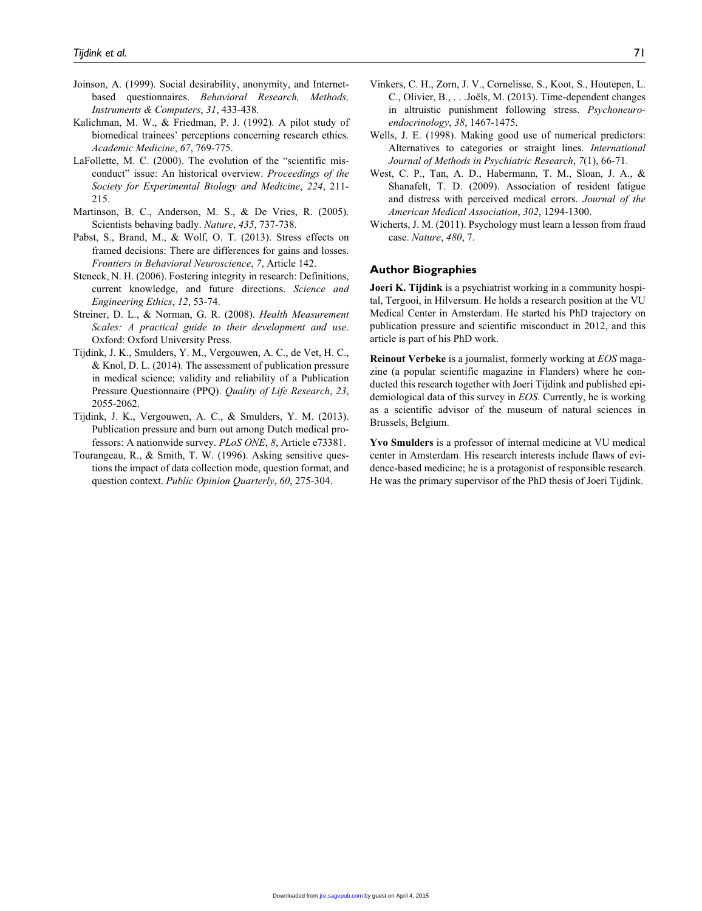Joinson, A. (1999). Social desirability, anonymity, and Internet-based questionnaires. *Behavioral Research, Methods, Instruments & Computers*, *31*, 433-438.

Kalichman, M. W., & Friedman, P. J. (1992). A pilot study of biomedical trainees' perceptions concerning research ethics. *Academic Medicine*, *67*, 769-775.

LaFollette, M. C. (2000). The evolution of the "scientific misconduct" issue: An historical overview. *Proceedings of the Society for Experimental Biology and Medicine*, *224*, 211-215.

Martinson, B. C., Anderson, M. S., & De Vries, R. (2005). Scientists behaving badly. *Nature*, *435*, 737-738.

Pabst, S., Brand, M., & Wolf, O. T. (2013). Stress effects on framed decisions: There are differences for gains and losses. *Frontiers in Behavioral Neuroscience*, *7*, Article 142.

Steneck, N. H. (2006). Fostering integrity in research: Definitions, current knowledge, and future directions. *Science and Engineering Ethics*, *12*, 53-74.

Streiner, D. L., & Norman, G. R. (2008). *Health Measurement Scales: A practical guide to their development and use*. Oxford: Oxford University Press.

Tijdink, J. K., Smulders, Y. M., Vergouwen, A. C., de Vet, H. C., & Knol, D. L. (2014). The assessment of publication pressure in medical science; validity and reliability of a Publication Pressure Questionnaire (PPQ). *Quality of Life Research*, *23*, 2055-2062.

Tijdink, J. K., Vergouwen, A. C., & Smulders, Y. M. (2013). Publication pressure and burn out among Dutch medical professors: A nationwide survey. *PLoS ONE*, *8*, Article e73381.

Tourangeau, R., & Smith, T. W. (1996). Asking sensitive questions the impact of data collection mode, question format, and question context. *Public Opinion Quarterly*, *60*, 275-304.

Vinkers, C. H., Zorn, J. V., Cornelisse, S., Koot, S., Houtepen, L. C., Olivier, B., . . .Joëls, M. (2013). Time-dependent changes in altruistic punishment following stress. *Psychoneuroendocrinology*, *38*, 1467-1475.

Wells, J. E. (1998). Making good use of numerical predictors: Alternatives to categories or straight lines. *International Journal of Methods in Psychiatric Research*, *7*(1), 66-71.

West, C. P., Tan, A. D., Habermann, T. M., Sloan, J. A., & Shanafelt, T. D. (2009). Association of resident fatigue and distress with perceived medical errors. *Journal of the American Medical Association*, *302*, 1294-1300.

Wicherts, J. M. (2011). Psychology must learn a lesson from fraud case. *Nature*, *480*, 7.

## Author Biographies

**Joeri K. Tijdink** is a psychiatrist working in a community hospital, Tergooi, in Hilversum. He holds a research position at the VU Medical Center in Amsterdam. He started his PhD trajectory on publication pressure and scientific misconduct in 2012, and this article is part of his PhD work.

**Reinout Verbeke** is a journalist, formerly working at *EOS* magazine (a popular scientific magazine in Flanders) where he conducted this research together with Joeri Tijdink and published epidemiological data of this survey in *EOS*. Currently, he is working as a scientific advisor of the museum of natural sciences in Brussels, Belgium.

**Yvo Smulders** is a professor of internal medicine at VU medical center in Amsterdam. His research interests include flaws of evidence-based medicine; he is a protagonist of responsible research. He was the primary supervisor of the PhD thesis of Joeri Tijdink.